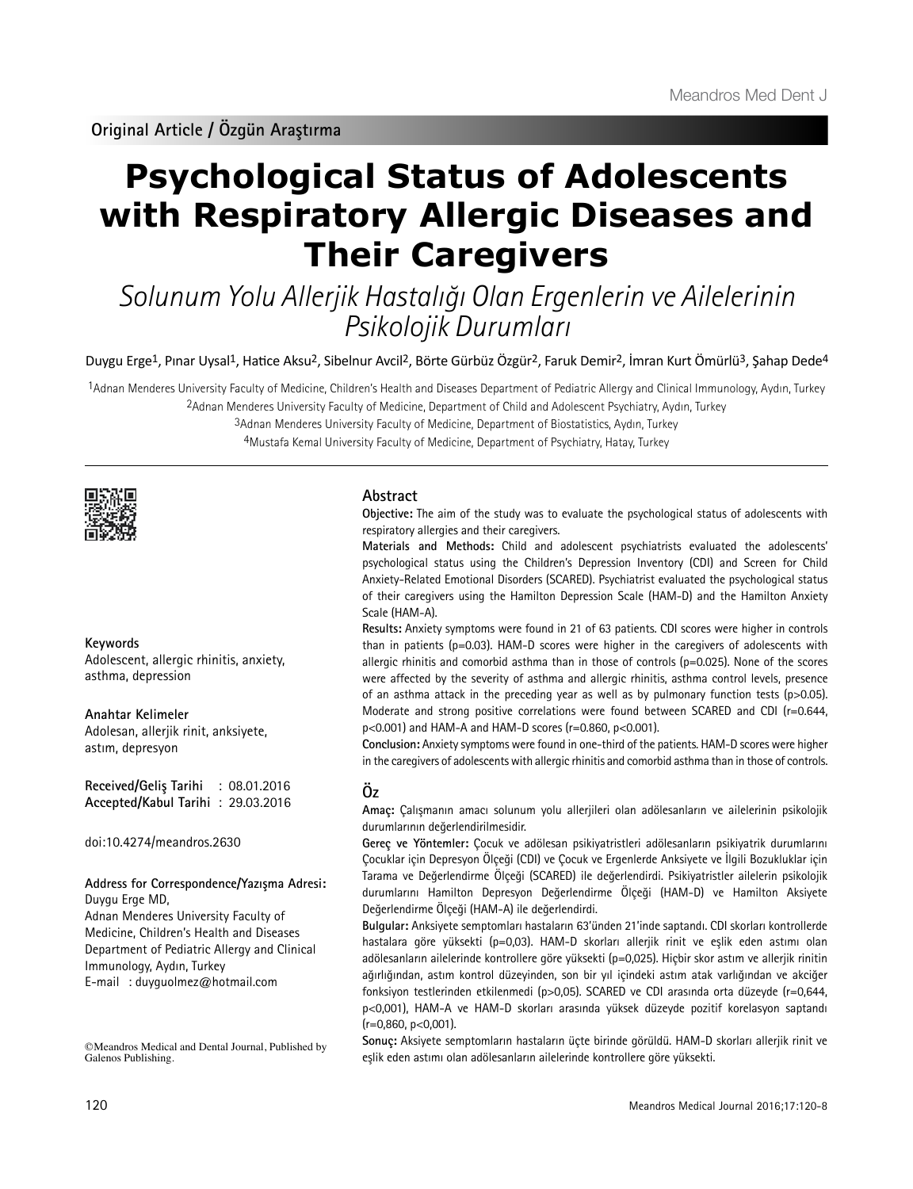Original Article / Özgün Araştırma

# Psychological Status of Adolescents with Respiratory Allergic Diseases and Their Caregivers

*Solunum Yolu Allerjik Hastalığı Olan Ergenlerin ve Ailelerinin Psikolojik Durumları*

Duygu Erge[1], Pınar Uysal[1], Hatice Aksu[2], Sibelnur Avcil[2], Börte Gürbüz Özgür[2], Faruk Demir[2], İmran Kurt Ömürlü[3], Şahap Dede[4]

[1]Adnan Menderes University Faculty of Medicine, Children's Health and Diseases Department of Pediatric Allergy and Clinical Immunology, Aydın, Turkey

[2]Adnan Menderes University Faculty of Medicine, Department of Child and Adolescent Psychiatry, Aydın, Turkey

[3]Adnan Menderes University Faculty of Medicine, Department of Biostatistics, Aydın, Turkey

[4]Mustafa Kemal University Faculty of Medicine, Department of Psychiatry, Hatay, Turkey

**Keywords**
Adolescent, allergic rhinitis, anxiety, asthma, depression

**Anahtar Kelimeler**
Adolesan, allerjik rinit, anksiyete, astım, depresyon

**Received/Geliş Tarihi** : 08.01.2016
**Accepted/Kabul Tarihi** : 29.03.2016

doi:10.4274/meandros.2630

**Address for Correspondence/Yazışma Adresi:**
Duygu Erge MD,
Adnan Menderes University Faculty of Medicine, Children's Health and Diseases Department of Pediatric Allergy and Clinical Immunology, Aydın, Turkey
E-mail : duyguolmez@hotmail.com

©Meandros Medical and Dental Journal, Published by Galenos Publishing.

## Abstract

**Objective:** The aim of the study was to evaluate the psychological status of adolescents with respiratory allergies and their caregivers.

**Materials and Methods:** Child and adolescent psychiatrists evaluated the adolescents' psychological status using the Children's Depression Inventory (CDI) and Screen for Child Anxiety-Related Emotional Disorders (SCARED). Psychiatrist evaluated the psychological status of their caregivers using the Hamilton Depression Scale (HAM-D) and the Hamilton Anxiety Scale (HAM-A).

**Results:** Anxiety symptoms were found in 21 of 63 patients. CDI scores were higher in controls than in patients (p=0.03). HAM-D scores were higher in the caregivers of adolescents with allergic rhinitis and comorbid asthma than in those of controls (p=0.025). None of the scores were affected by the severity of asthma and allergic rhinitis, asthma control levels, presence of an asthma attack in the preceding year as well as by pulmonary function tests (p>0.05). Moderate and strong positive correlations were found between SCARED and CDI (r=0.644, p<0.001) and HAM-A and HAM-D scores (r=0.860, p<0.001).

**Conclusion:** Anxiety symptoms were found in one-third of the patients. HAM-D scores were higher in the caregivers of adolescents with allergic rhinitis and comorbid asthma than in those of controls.

## Öz

**Amaç:** Çalışmanın amacı solunum yolu allerjileri olan adölesanların ve ailelerinin psikolojik durumlarının değerlendirilmesidir.

**Gereç ve Yöntemler:** Çocuk ve adölesan psikiyatristleri adölesanların psikiyatrik durumlarını Çocuklar için Depresyon Ölçeği (CDI) ve Çocuk ve Ergenlerde Anksiyete ve İlgili Bozukluklar için Tarama ve Değerlendirme Ölçeği (SCARED) ile değerlendirdi. Psikiyatristler ailelerin psikolojik durumlarını Hamilton Depresyon Değerlendirme Ölçeği (HAM-D) ve Hamilton Aksiyete Değerlendirme Ölçeği (HAM-A) ile değerlendirdi.

**Bulgular:** Anksiyete semptomları hastaların 63'ünden 21'inde saptandı. CDI skorları kontrollerde hastalara göre yüksekti (p=0,03). HAM-D skorları allerjik rinit ve eşlik eden astımı olan adölesanların ailelerinde kontrollere göre yüksekti (p=0,025). Hiçbir skor astım ve allerjik rinitin ağırlığından, astım kontrol düzeyinden, son bir yıl içindeki astım atak varlığından ve akciğer fonksiyon testlerinden etkilenmedi (p>0,05). SCARED ve CDI arasında orta düzeyde (r=0,644, p<0,001), HAM-A ve HAM-D skorları arasında yüksek düzeyde pozitif korelasyon saptandı (r=0,860, p<0,001).

**Sonuç:** Aksiyete semptomların hastaların üçte birinde görüldü. HAM-D skorları allerjik rinit ve eşlik eden astımı olan adölesanların ailelerinde kontrollere göre yüksekti.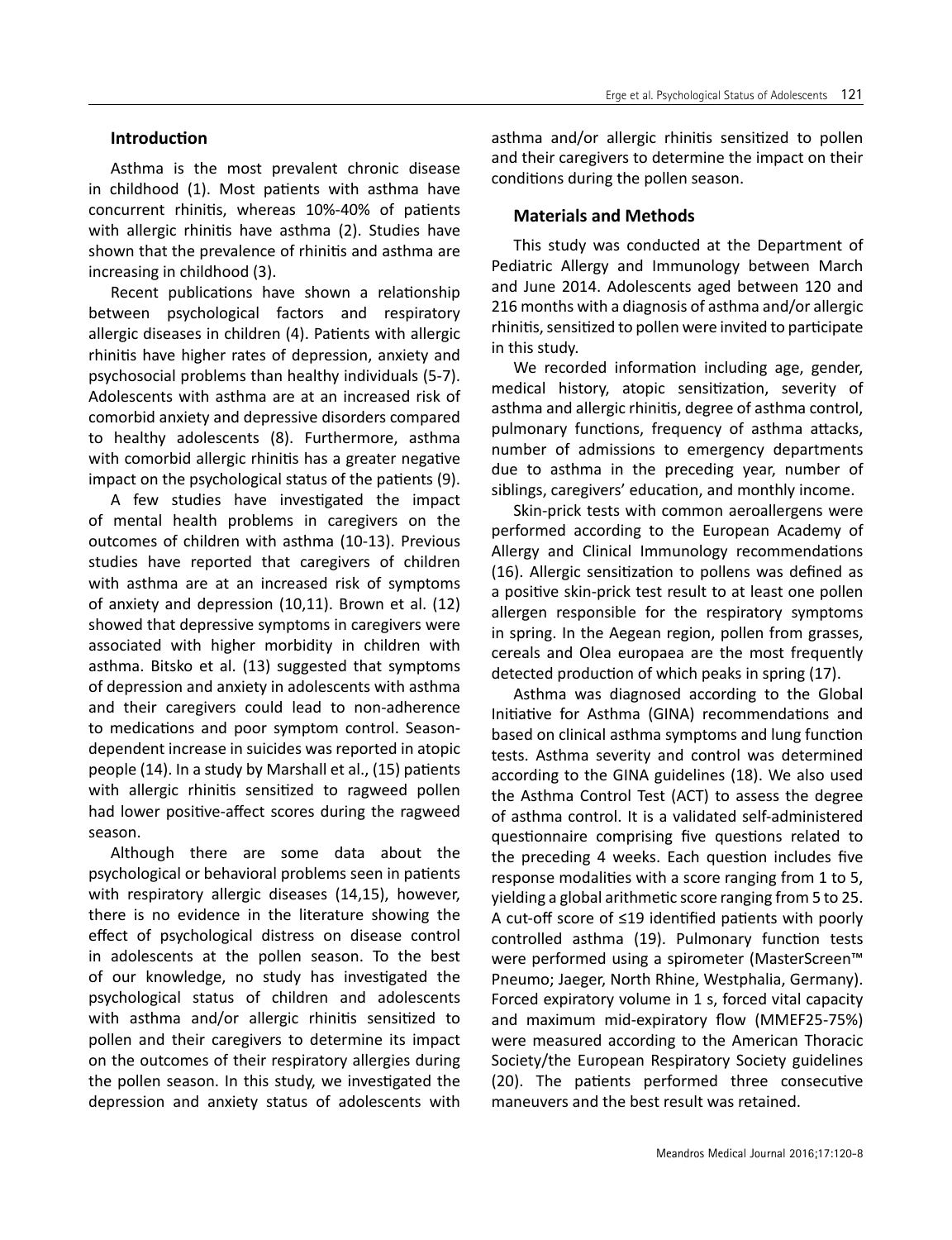## Introduction

Asthma is the most prevalent chronic disease in childhood (1). Most patients with asthma have concurrent rhinitis, whereas 10%-40% of patients with allergic rhinitis have asthma (2). Studies have shown that the prevalence of rhinitis and asthma are increasing in childhood (3).

Recent publications have shown a relationship between psychological factors and respiratory allergic diseases in children (4). Patients with allergic rhinitis have higher rates of depression, anxiety and psychosocial problems than healthy individuals (5-7). Adolescents with asthma are at an increased risk of comorbid anxiety and depressive disorders compared to healthy adolescents (8). Furthermore, asthma with comorbid allergic rhinitis has a greater negative impact on the psychological status of the patients (9).

A few studies have investigated the impact of mental health problems in caregivers on the outcomes of children with asthma (10-13). Previous studies have reported that caregivers of children with asthma are at an increased risk of symptoms of anxiety and depression (10,11). Brown et al. (12) showed that depressive symptoms in caregivers were associated with higher morbidity in children with asthma. Bitsko et al. (13) suggested that symptoms of depression and anxiety in adolescents with asthma and their caregivers could lead to non-adherence to medications and poor symptom control. Season-dependent increase in suicides was reported in atopic people (14). In a study by Marshall et al., (15) patients with allergic rhinitis sensitized to ragweed pollen had lower positive-affect scores during the ragweed season.

Although there are some data about the psychological or behavioral problems seen in patients with respiratory allergic diseases (14,15), however, there is no evidence in the literature showing the effect of psychological distress on disease control in adolescents at the pollen season. To the best of our knowledge, no study has investigated the psychological status of children and adolescents with asthma and/or allergic rhinitis sensitized to pollen and their caregivers to determine its impact on the outcomes of their respiratory allergies during the pollen season. In this study, we investigated the depression and anxiety status of adolescents with asthma and/or allergic rhinitis sensitized to pollen and their caregivers to determine the impact on their conditions during the pollen season.

## Materials and Methods

This study was conducted at the Department of Pediatric Allergy and Immunology between March and June 2014. Adolescents aged between 120 and 216 months with a diagnosis of asthma and/or allergic rhinitis, sensitized to pollen were invited to participate in this study.

We recorded information including age, gender, medical history, atopic sensitization, severity of asthma and allergic rhinitis, degree of asthma control, pulmonary functions, frequency of asthma attacks, number of admissions to emergency departments due to asthma in the preceding year, number of siblings, caregivers' education, and monthly income.

Skin-prick tests with common aeroallergens were performed according to the European Academy of Allergy and Clinical Immunology recommendations (16). Allergic sensitization to pollens was defined as a positive skin-prick test result to at least one pollen allergen responsible for the respiratory symptoms in spring. In the Aegean region, pollen from grasses, cereals and Olea europaea are the most frequently detected production of which peaks in spring (17).

Asthma was diagnosed according to the Global Initiative for Asthma (GINA) recommendations and based on clinical asthma symptoms and lung function tests. Asthma severity and control was determined according to the GINA guidelines (18). We also used the Asthma Control Test (ACT) to assess the degree of asthma control. It is a validated self-administered questionnaire comprising five questions related to the preceding 4 weeks. Each question includes five response modalities with a score ranging from 1 to 5, yielding a global arithmetic score ranging from 5 to 25. A cut-off score of ≤19 identified patients with poorly controlled asthma (19). Pulmonary function tests were performed using a spirometer (MasterScreen™ Pneumo; Jaeger, North Rhine, Westphalia, Germany). Forced expiratory volume in 1 s, forced vital capacity and maximum mid-expiratory flow (MMEF25-75%) were measured according to the American Thoracic Society/the European Respiratory Society guidelines (20). The patients performed three consecutive maneuvers and the best result was retained.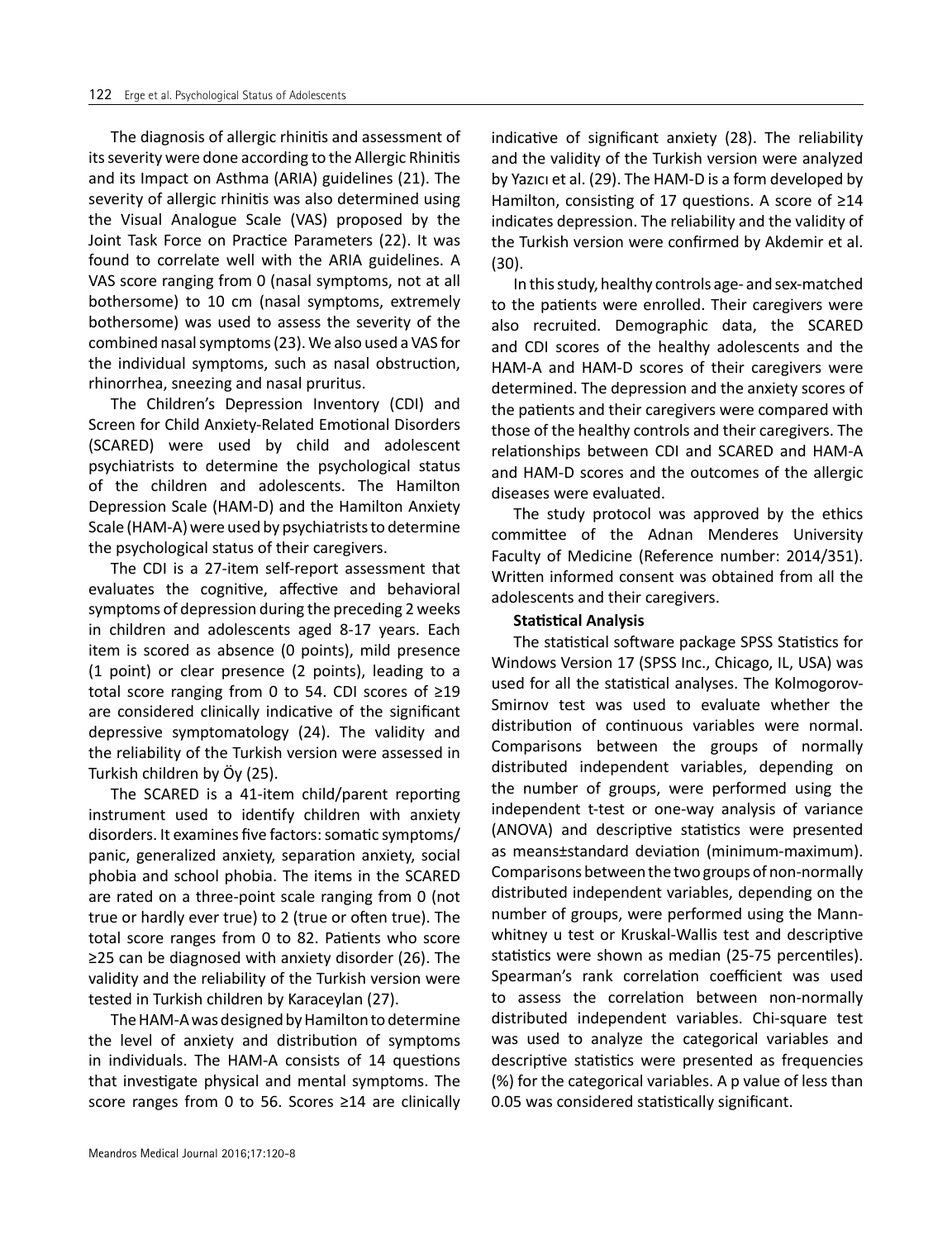The diagnosis of allergic rhinitis and assessment of its severity were done according to the Allergic Rhinitis and its Impact on Asthma (ARIA) guidelines (21). The severity of allergic rhinitis was also determined using the Visual Analogue Scale (VAS) proposed by the Joint Task Force on Practice Parameters (22). It was found to correlate well with the ARIA guidelines. A VAS score ranging from 0 (nasal symptoms, not at all bothersome) to 10 cm (nasal symptoms, extremely bothersome) was used to assess the severity of the combined nasal symptoms (23). We also used a VAS for the individual symptoms, such as nasal obstruction, rhinorrhea, sneezing and nasal pruritus.

The Children's Depression Inventory (CDI) and Screen for Child Anxiety-Related Emotional Disorders (SCARED) were used by child and adolescent psychiatrists to determine the psychological status of the children and adolescents. The Hamilton Depression Scale (HAM-D) and the Hamilton Anxiety Scale (HAM-A) were used by psychiatrists to determine the psychological status of their caregivers.

The CDI is a 27-item self-report assessment that evaluates the cognitive, affective and behavioral symptoms of depression during the preceding 2 weeks in children and adolescents aged 8-17 years. Each item is scored as absence (0 points), mild presence (1 point) or clear presence (2 points), leading to a total score ranging from 0 to 54. CDI scores of ≥19 are considered clinically indicative of the significant depressive symptomatology (24). The validity and the reliability of the Turkish version were assessed in Turkish children by Öy (25).

The SCARED is a 41-item child/parent reporting instrument used to identify children with anxiety disorders. It examines five factors: somatic symptoms/ panic, generalized anxiety, separation anxiety, social phobia and school phobia. The items in the SCARED are rated on a three-point scale ranging from 0 (not true or hardly ever true) to 2 (true or often true). The total score ranges from 0 to 82. Patients who score ≥25 can be diagnosed with anxiety disorder (26). The validity and the reliability of the Turkish version were tested in Turkish children by Karaceylan (27).

The HAM-A was designed by Hamilton to determine the level of anxiety and distribution of symptoms in individuals. The HAM-A consists of 14 questions that investigate physical and mental symptoms. The score ranges from 0 to 56. Scores ≥14 are clinically indicative of significant anxiety (28). The reliability and the validity of the Turkish version were analyzed by Yazıcı et al. (29). The HAM-D is a form developed by Hamilton, consisting of 17 questions. A score of ≥14 indicates depression. The reliability and the validity of the Turkish version were confirmed by Akdemir et al. (30).

In this study, healthy controls age- and sex-matched to the patients were enrolled. Their caregivers were also recruited. Demographic data, the SCARED and CDI scores of the healthy adolescents and the HAM-A and HAM-D scores of their caregivers were determined. The depression and the anxiety scores of the patients and their caregivers were compared with those of the healthy controls and their caregivers. The relationships between CDI and SCARED and HAM-A and HAM-D scores and the outcomes of the allergic diseases were evaluated.

The study protocol was approved by the ethics committee of the Adnan Menderes University Faculty of Medicine (Reference number: 2014/351). Written informed consent was obtained from all the adolescents and their caregivers.

**Statistical Analysis**

The statistical software package SPSS Statistics for Windows Version 17 (SPSS Inc., Chicago, IL, USA) was used for all the statistical analyses. The Kolmogorov-Smirnov test was used to evaluate whether the distribution of continuous variables were normal. Comparisons between the groups of normally distributed independent variables, depending on the number of groups, were performed using the independent t-test or one-way analysis of variance (ANOVA) and descriptive statistics were presented as means±standard deviation (minimum-maximum). Comparisons between the two groups of non-normally distributed independent variables, depending on the number of groups, were performed using the Mann-whitney u test or Kruskal-Wallis test and descriptive statistics were shown as median (25-75 percentiles). Spearman's rank correlation coefficient was used to assess the correlation between non-normally distributed independent variables. Chi-square test was used to analyze the categorical variables and descriptive statistics were presented as frequencies (%) for the categorical variables. A p value of less than 0.05 was considered statistically significant.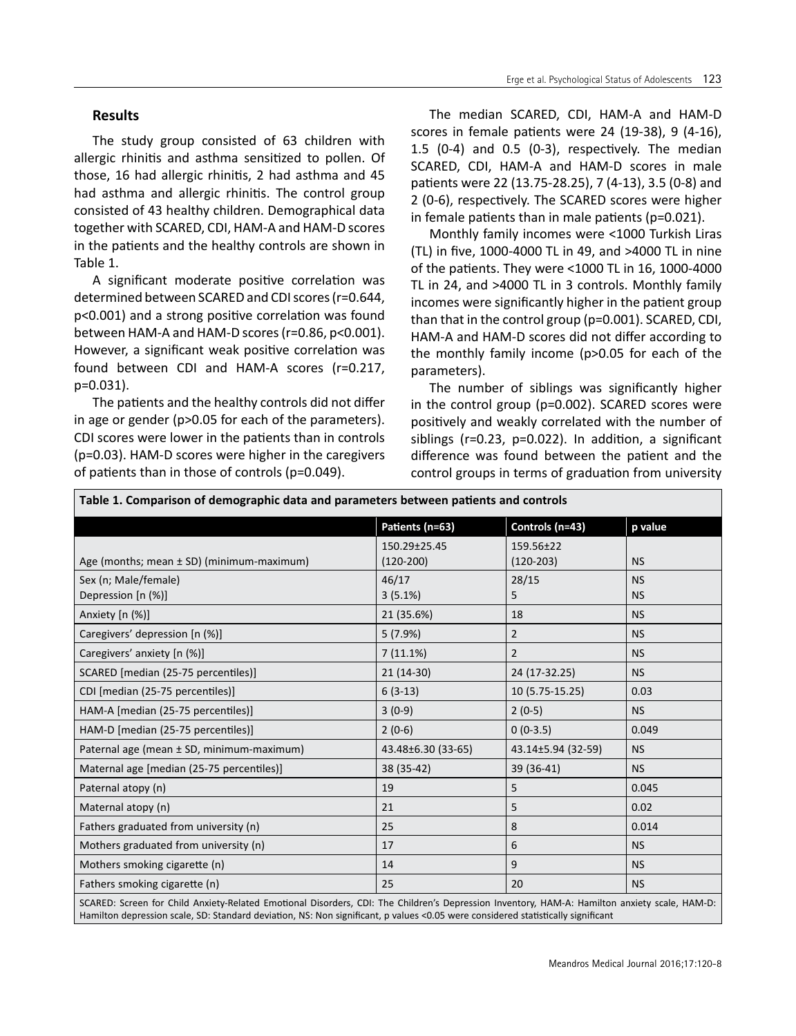## Results

The study group consisted of 63 children with allergic rhinitis and asthma sensitized to pollen. Of those, 16 had allergic rhinitis, 2 had asthma and 45 had asthma and allergic rhinitis. The control group consisted of 43 healthy children. Demographical data together with SCARED, CDI, HAM-A and HAM-D scores in the patients and the healthy controls are shown in Table 1.

A significant moderate positive correlation was determined between SCARED and CDI scores (r=0.644, p<0.001) and a strong positive correlation was found between HAM-A and HAM-D scores (r=0.86, p<0.001). However, a significant weak positive correlation was found between CDI and HAM-A scores (r=0.217, p=0.031).

The patients and the healthy controls did not differ in age or gender (p>0.05 for each of the parameters). CDI scores were lower in the patients than in controls (p=0.03). HAM-D scores were higher in the caregivers of patients than in those of controls (p=0.049).

The median SCARED, CDI, HAM-A and HAM-D scores in female patients were 24 (19-38), 9 (4-16), 1.5 (0-4) and 0.5 (0-3), respectively. The median SCARED, CDI, HAM-A and HAM-D scores in male patients were 22 (13.75-28.25), 7 (4-13), 3.5 (0-8) and 2 (0-6), respectively. The SCARED scores were higher in female patients than in male patients (p=0.021).

Monthly family incomes were <1000 Turkish Liras (TL) in five, 1000-4000 TL in 49, and >4000 TL in nine of the patients. They were <1000 TL in 16, 1000-4000 TL in 24, and >4000 TL in 3 controls. Monthly family incomes were significantly higher in the patient group than that in the control group (p=0.001). SCARED, CDI, HAM-A and HAM-D scores did not differ according to the monthly family income (p>0.05 for each of the parameters).

The number of siblings was significantly higher in the control group (p=0.002). SCARED scores were positively and weakly correlated with the number of siblings (r=0.23, p=0.022). In addition, a significant difference was found between the patient and the control groups in terms of graduation from university

**Table 1. Comparison of demographic data and parameters between patients and controls**

| | Patients (n=63) | Controls (n=43) | p value |
|---|---|---|---|
| Age (months; mean ± SD) (minimum-maximum) | 150.29±25.45 (120-200) | 159.56±22 (120-203) | NS |
| Sex (n; Male/female) | 46/17 | 28/15 | NS |
| Depression [n (%)] | 3 (5.1%) | 5 | NS |
| Anxiety [n (%)] | 21 (35.6%) | 18 | NS |
| Caregivers' depression [n (%)] | 5 (7.9%) | 2 | NS |
| Caregivers' anxiety [n (%)] | 7 (11.1%) | 2 | NS |
| SCARED [median (25-75 percentiles)] | 21 (14-30) | 24 (17-32.25) | NS |
| CDI [median (25-75 percentiles)] | 6 (3-13) | 10 (5.75-15.25) | 0.03 |
| HAM-A [median (25-75 percentiles)] | 3 (0-9) | 2 (0-5) | NS |
| HAM-D [median (25-75 percentiles)] | 2 (0-6) | 0 (0-3.5) | 0.049 |
| Paternal age (mean ± SD, minimum-maximum) | 43.48±6.30 (33-65) | 43.14±5.94 (32-59) | NS |
| Maternal age [median (25-75 percentiles)] | 38 (35-42) | 39 (36-41) | NS |
| Paternal atopy (n) | 19 | 5 | 0.045 |
| Maternal atopy (n) | 21 | 5 | 0.02 |
| Fathers graduated from university (n) | 25 | 8 | 0.014 |
| Mothers graduated from university (n) | 17 | 6 | NS |
| Mothers smoking cigarette (n) | 14 | 9 | NS |
| Fathers smoking cigarette (n) | 25 | 20 | NS |

SCARED: Screen for Child Anxiety-Related Emotional Disorders, CDI: The Children's Depression Inventory, HAM-A: Hamilton anxiety scale, HAM-D: Hamilton depression scale, SD: Standard deviation, NS: Non significant, p values <0.05 were considered statistically significant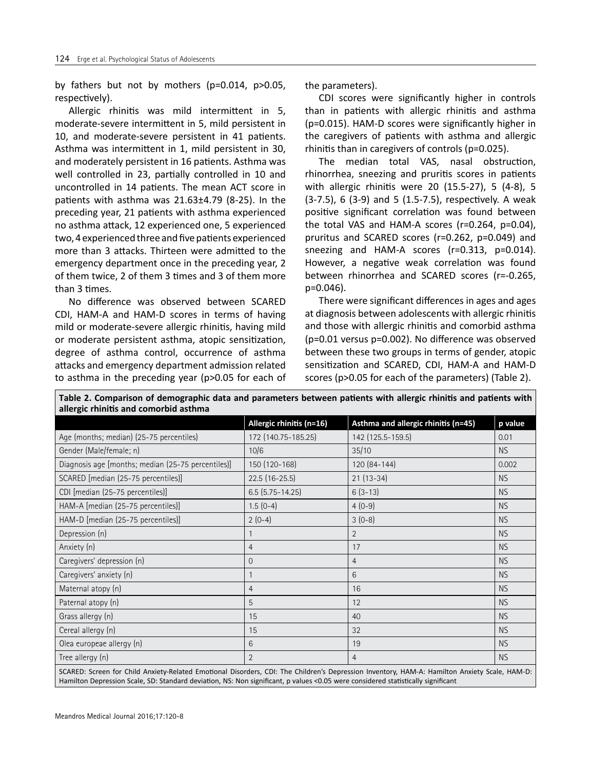by fathers but not by mothers (p=0.014, p>0.05, respectively).

Allergic rhinitis was mild intermittent in 5, moderate-severe intermittent in 5, mild persistent in 10, and moderate-severe persistent in 41 patients. Asthma was intermittent in 1, mild persistent in 30, and moderately persistent in 16 patients. Asthma was well controlled in 23, partially controlled in 10 and uncontrolled in 14 patients. The mean ACT score in patients with asthma was 21.63±4.79 (8-25). In the preceding year, 21 patients with asthma experienced no asthma attack, 12 experienced one, 5 experienced two, 4 experienced three and five patients experienced more than 3 attacks. Thirteen were admitted to the emergency department once in the preceding year, 2 of them twice, 2 of them 3 times and 3 of them more than 3 times.

No difference was observed between SCARED CDI, HAM-A and HAM-D scores in terms of having mild or moderate-severe allergic rhinitis, having mild or moderate persistent asthma, atopic sensitization, degree of asthma control, occurrence of asthma attacks and emergency department admission related to asthma in the preceding year (p>0.05 for each of the parameters).

CDI scores were significantly higher in controls than in patients with allergic rhinitis and asthma (p=0.015). HAM-D scores were significantly higher in the caregivers of patients with asthma and allergic rhinitis than in caregivers of controls (p=0.025).

The median total VAS, nasal obstruction, rhinorrhea, sneezing and pruritis scores in patients with allergic rhinitis were 20 (15.5-27), 5 (4-8), 5 (3-7.5), 6 (3-9) and 5 (1.5-7.5), respectively. A weak positive significant correlation was found between the total VAS and HAM-A scores (r=0.264, p=0.04), pruritus and SCARED scores (r=0.262, p=0.049) and sneezing and HAM-A scores (r=0.313, p=0.014). However, a negative weak correlation was found between rhinorrhea and SCARED scores (r=-0.265, p=0.046).

There were significant differences in ages and ages at diagnosis between adolescents with allergic rhinitis and those with allergic rhinitis and comorbid asthma (p=0.01 versus p=0.002). No difference was observed between these two groups in terms of gender, atopic sensitization and SCARED, CDI, HAM-A and HAM-D scores (p>0.05 for each of the parameters) (Table 2).

**Table 2. Comparison of demographic data and parameters between patients with allergic rhinitis and patients with allergic rhinitis and comorbid asthma**

| | Allergic rhinitis (n=16) | Asthma and allergic rhinitis (n=45) | p value |
|---|---|---|---|
| Age (months; median) (25-75 percentiles) | 172 (140.75-185.25) | 142 (125.5-159.5) | 0.01 |
| Gender (Male/female; n) | 10/6 | 35/10 | NS |
| Diagnosis age [months; median (25-75 percentiles)] | 150 (120-168) | 120 (84-144) | 0.002 |
| SCARED [median (25-75 percentiles)] | 22.5 (16-25.5) | 21 (13-34) | NS |
| CDI [median (25-75 percentiles)] | 6.5 (5.75-14.25) | 6 (3-13) | NS |
| HAM-A [median (25-75 percentiles)] | 1.5 (0-4) | 4 (0-9) | NS |
| HAM-D [median (25-75 percentiles)] | 2 (0-4) | 3 (0-8) | NS |
| Depression (n) | 1 | 2 | NS |
| Anxiety (n) | 4 | 17 | NS |
| Caregivers' depression (n) | 0 | 4 | NS |
| Caregivers' anxiety (n) | 1 | 6 | NS |
| Maternal atopy (n) | 4 | 16 | NS |
| Paternal atopy (n) | 5 | 12 | NS |
| Grass allergy (n) | 15 | 40 | NS |
| Cereal allergy (n) | 15 | 32 | NS |
| Olea europeae allergy (n) | 6 | 19 | NS |
| Tree allergy (n) | 2 | 4 | NS |

SCARED: Screen for Child Anxiety-Related Emotional Disorders, CDI: The Children's Depression Inventory, HAM-A: Hamilton Anxiety Scale, HAM-D: Hamilton Depression Scale, SD: Standard deviation, NS: Non significant, p values <0.05 were considered statistically significant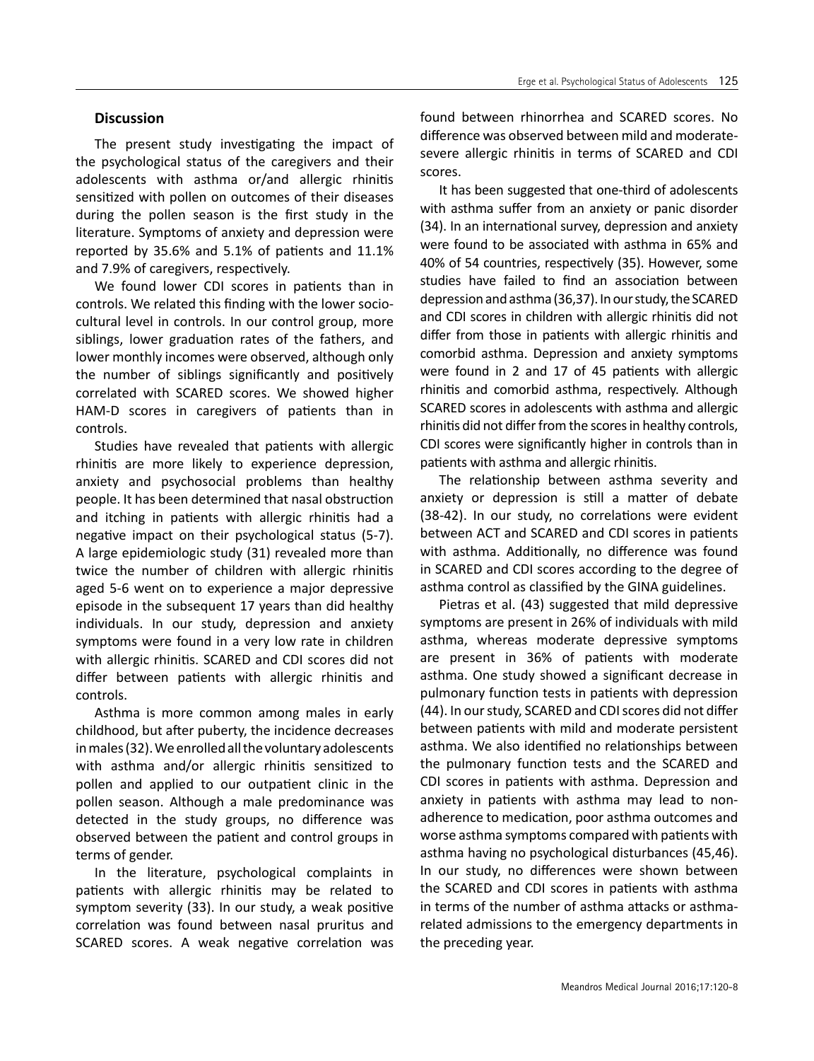## Discussion

The present study investigating the impact of the psychological status of the caregivers and their adolescents with asthma or/and allergic rhinitis sensitized with pollen on outcomes of their diseases during the pollen season is the first study in the literature. Symptoms of anxiety and depression were reported by 35.6% and 5.1% of patients and 11.1% and 7.9% of caregivers, respectively.

We found lower CDI scores in patients than in controls. We related this finding with the lower socio-cultural level in controls. In our control group, more siblings, lower graduation rates of the fathers, and lower monthly incomes were observed, although only the number of siblings significantly and positively correlated with SCARED scores. We showed higher HAM-D scores in caregivers of patients than in controls.

Studies have revealed that patients with allergic rhinitis are more likely to experience depression, anxiety and psychosocial problems than healthy people. It has been determined that nasal obstruction and itching in patients with allergic rhinitis had a negative impact on their psychological status (5-7). A large epidemiologic study (31) revealed more than twice the number of children with allergic rhinitis aged 5-6 went on to experience a major depressive episode in the subsequent 17 years than did healthy individuals. In our study, depression and anxiety symptoms were found in a very low rate in children with allergic rhinitis. SCARED and CDI scores did not differ between patients with allergic rhinitis and controls.

Asthma is more common among males in early childhood, but after puberty, the incidence decreases in males (32). We enrolled all the voluntary adolescents with asthma and/or allergic rhinitis sensitized to pollen and applied to our outpatient clinic in the pollen season. Although a male predominance was detected in the study groups, no difference was observed between the patient and control groups in terms of gender.

In the literature, psychological complaints in patients with allergic rhinitis may be related to symptom severity (33). In our study, a weak positive correlation was found between nasal pruritus and SCARED scores. A weak negative correlation was found between rhinorrhea and SCARED scores. No difference was observed between mild and moderate-severe allergic rhinitis in terms of SCARED and CDI scores.

It has been suggested that one-third of adolescents with asthma suffer from an anxiety or panic disorder (34). In an international survey, depression and anxiety were found to be associated with asthma in 65% and 40% of 54 countries, respectively (35). However, some studies have failed to find an association between depression and asthma (36,37). In our study, the SCARED and CDI scores in children with allergic rhinitis did not differ from those in patients with allergic rhinitis and comorbid asthma. Depression and anxiety symptoms were found in 2 and 17 of 45 patients with allergic rhinitis and comorbid asthma, respectively. Although SCARED scores in adolescents with asthma and allergic rhinitis did not differ from the scores in healthy controls, CDI scores were significantly higher in controls than in patients with asthma and allergic rhinitis.

The relationship between asthma severity and anxiety or depression is still a matter of debate (38-42). In our study, no correlations were evident between ACT and SCARED and CDI scores in patients with asthma. Additionally, no difference was found in SCARED and CDI scores according to the degree of asthma control as classified by the GINA guidelines.

Pietras et al. (43) suggested that mild depressive symptoms are present in 26% of individuals with mild asthma, whereas moderate depressive symptoms are present in 36% of patients with moderate asthma. One study showed a significant decrease in pulmonary function tests in patients with depression (44). In our study, SCARED and CDI scores did not differ between patients with mild and moderate persistent asthma. We also identified no relationships between the pulmonary function tests and the SCARED and CDI scores in patients with asthma. Depression and anxiety in patients with asthma may lead to non-adherence to medication, poor asthma outcomes and worse asthma symptoms compared with patients with asthma having no psychological disturbances (45,46). In our study, no differences were shown between the SCARED and CDI scores in patients with asthma in terms of the number of asthma attacks or asthma-related admissions to the emergency departments in the preceding year.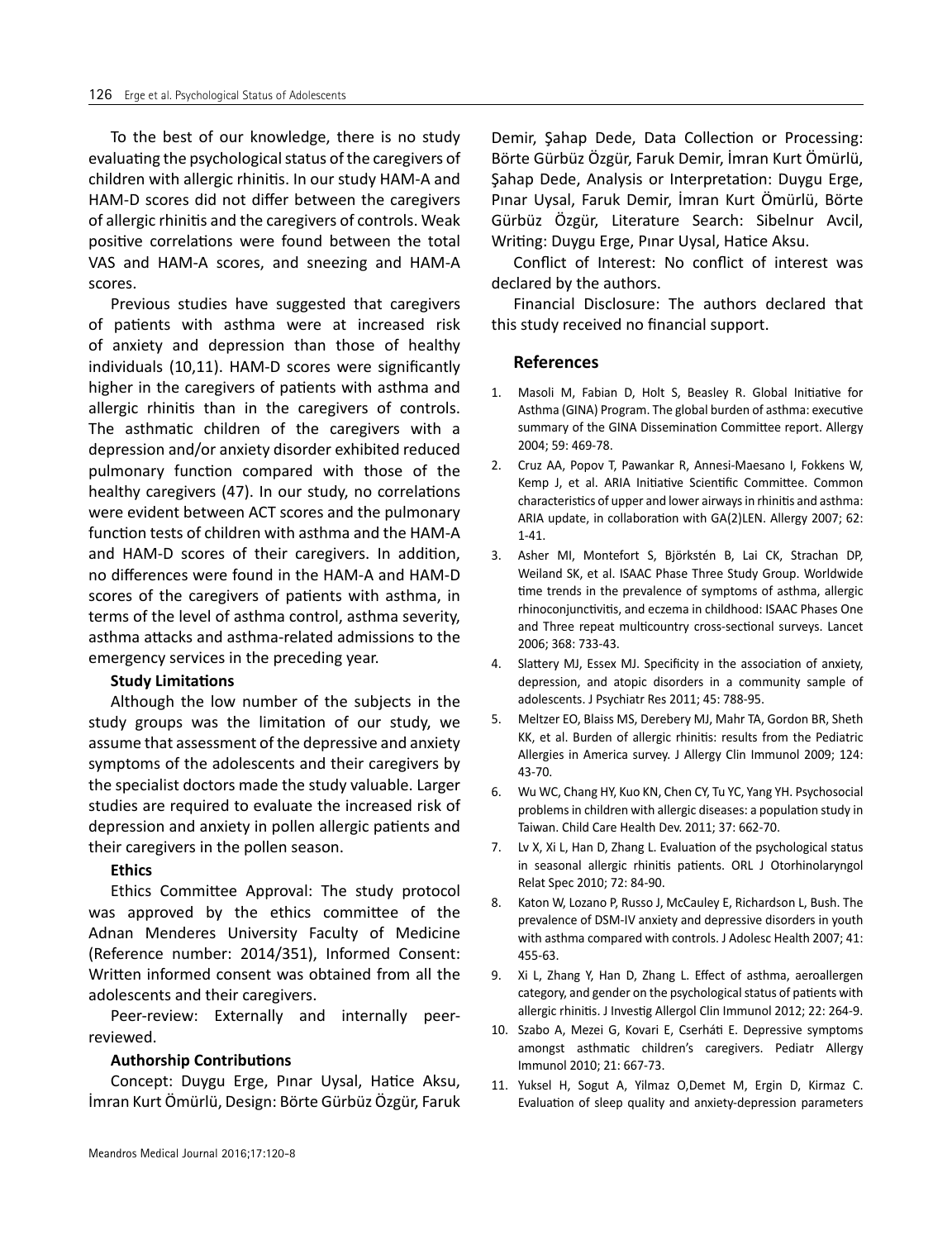To the best of our knowledge, there is no study evaluating the psychological status of the caregivers of children with allergic rhinitis. In our study HAM-A and HAM-D scores did not differ between the caregivers of allergic rhinitis and the caregivers of controls. Weak positive correlations were found between the total VAS and HAM-A scores, and sneezing and HAM-A scores.

Previous studies have suggested that caregivers of patients with asthma were at increased risk of anxiety and depression than those of healthy individuals (10,11). HAM-D scores were significantly higher in the caregivers of patients with asthma and allergic rhinitis than in the caregivers of controls. The asthmatic children of the caregivers with a depression and/or anxiety disorder exhibited reduced pulmonary function compared with those of the healthy caregivers (47). In our study, no correlations were evident between ACT scores and the pulmonary function tests of children with asthma and the HAM-A and HAM-D scores of their caregivers. In addition, no differences were found in the HAM-A and HAM-D scores of the caregivers of patients with asthma, in terms of the level of asthma control, asthma severity, asthma attacks and asthma-related admissions to the emergency services in the preceding year.

**Study Limitations**

Although the low number of the subjects in the study groups was the limitation of our study, we assume that assessment of the depressive and anxiety symptoms of the adolescents and their caregivers by the specialist doctors made the study valuable. Larger studies are required to evaluate the increased risk of depression and anxiety in pollen allergic patients and their caregivers in the pollen season.

**Ethics**

Ethics Committee Approval: The study protocol was approved by the ethics committee of the Adnan Menderes University Faculty of Medicine (Reference number: 2014/351), Informed Consent: Written informed consent was obtained from all the adolescents and their caregivers.

Peer-review: Externally and internally peer-reviewed.

**Authorship Contributions**

Concept: Duygu Erge, Pınar Uysal, Hatice Aksu, İmran Kurt Ömürlü, Design: Börte Gürbüz Özgür, Faruk Demir, Şahap Dede, Data Collection or Processing: Börte Gürbüz Özgür, Faruk Demir, İmran Kurt Ömürlü, Şahap Dede, Analysis or Interpretation: Duygu Erge, Pınar Uysal, Faruk Demir, İmran Kurt Ömürlü, Börte Gürbüz Özgür, Literature Search: Sibelnur Avcil, Writing: Duygu Erge, Pınar Uysal, Hatice Aksu.

Conflict of Interest: No conflict of interest was declared by the authors.

Financial Disclosure: The authors declared that this study received no financial support.

## References

1. Masoli M, Fabian D, Holt S, Beasley R. Global Initiative for Asthma (GINA) Program. The global burden of asthma: executive summary of the GINA Dissemination Committee report. Allergy 2004; 59: 469-78.
2. Cruz AA, Popov T, Pawankar R, Annesi-Maesano I, Fokkens W, Kemp J, et al. ARIA Initiative Scientific Committee. Common characteristics of upper and lower airways in rhinitis and asthma: ARIA update, in collaboration with GA(2)LEN. Allergy 2007; 62: 1-41.
3. Asher MI, Montefort S, Björkstén B, Lai CK, Strachan DP, Weiland SK, et al. ISAAC Phase Three Study Group. Worldwide time trends in the prevalence of symptoms of asthma, allergic rhinoconjunctivitis, and eczema in childhood: ISAAC Phases One and Three repeat multicountry cross-sectional surveys. Lancet 2006; 368: 733-43.
4. Slattery MJ, Essex MJ. Specificity in the association of anxiety, depression, and atopic disorders in a community sample of adolescents. J Psychiatr Res 2011; 45: 788-95.
5. Meltzer EO, Blaiss MS, Derebery MJ, Mahr TA, Gordon BR, Sheth KK, et al. Burden of allergic rhinitis: results from the Pediatric Allergies in America survey. J Allergy Clin Immunol 2009; 124: 43-70.
6. Wu WC, Chang HY, Kuo KN, Chen CY, Tu YC, Yang YH. Psychosocial problems in children with allergic diseases: a population study in Taiwan. Child Care Health Dev. 2011; 37: 662-70.
7. Lv X, Xi L, Han D, Zhang L. Evaluation of the psychological status in seasonal allergic rhinitis patients. ORL J Otorhinolaryngol Relat Spec 2010; 72: 84-90.
8. Katon W, Lozano P, Russo J, McCauley E, Richardson L, Bush. The prevalence of DSM-IV anxiety and depressive disorders in youth with asthma compared with controls. J Adolesc Health 2007; 41: 455-63.
9. Xi L, Zhang Y, Han D, Zhang L. Effect of asthma, aeroallergen category, and gender on the psychological status of patients with allergic rhinitis. J Investig Allergol Clin Immunol 2012; 22: 264-9.
10. Szabo A, Mezei G, Kovari E, Cserháti E. Depressive symptoms amongst asthmatic children's caregivers. Pediatr Allergy Immunol 2010; 21: 667-73.
11. Yuksel H, Sogut A, Yilmaz O,Demet M, Ergin D, Kirmaz C. Evaluation of sleep quality and anxiety-depression parameters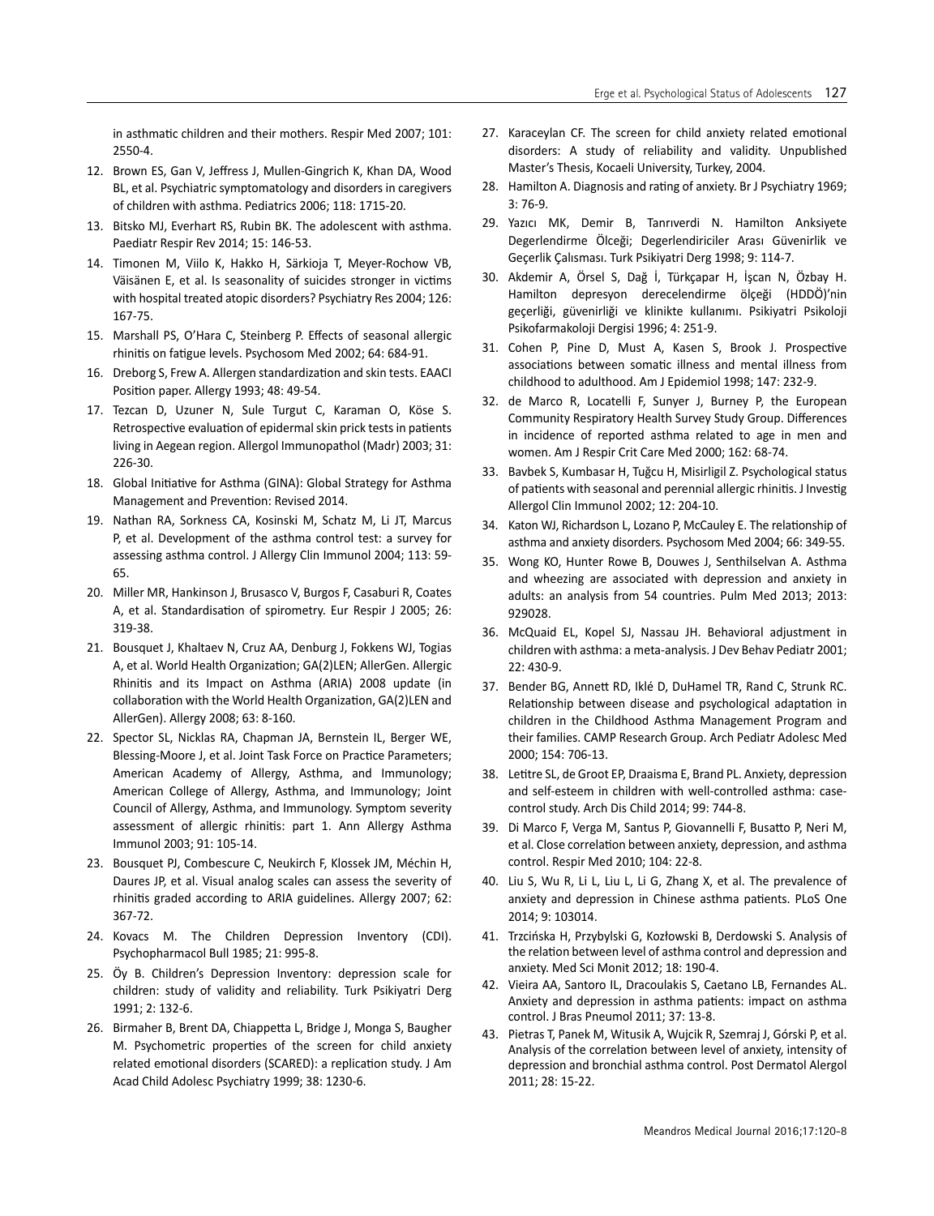in asthmatic children and their mothers. Respir Med 2007; 101: 2550-4.

12. Brown ES, Gan V, Jeffress J, Mullen-Gingrich K, Khan DA, Wood BL, et al. Psychiatric symptomatology and disorders in caregivers of children with asthma. Pediatrics 2006; 118: 1715-20.
13. Bitsko MJ, Everhart RS, Rubin BK. The adolescent with asthma. Paediatr Respir Rev 2014; 15: 146-53.
14. Timonen M, Viilo K, Hakko H, Särkioja T, Meyer-Rochow VB, Väisänen E, et al. Is seasonality of suicides stronger in victims with hospital treated atopic disorders? Psychiatry Res 2004; 126: 167-75.
15. Marshall PS, O'Hara C, Steinberg P. Effects of seasonal allergic rhinitis on fatigue levels. Psychosom Med 2002; 64: 684-91.
16. Dreborg S, Frew A. Allergen standardization and skin tests. EAACI Position paper. Allergy 1993; 48: 49-54.
17. Tezcan D, Uzuner N, Sule Turgut C, Karaman O, Köse S. Retrospective evaluation of epidermal skin prick tests in patients living in Aegean region. Allergol Immunopathol (Madr) 2003; 31: 226-30.
18. Global Initiative for Asthma (GINA): Global Strategy for Asthma Management and Prevention: Revised 2014.
19. Nathan RA, Sorkness CA, Kosinski M, Schatz M, Li JT, Marcus P, et al. Development of the asthma control test: a survey for assessing asthma control. J Allergy Clin Immunol 2004; 113: 59-65.
20. Miller MR, Hankinson J, Brusasco V, Burgos F, Casaburi R, Coates A, et al. Standardisation of spirometry. Eur Respir J 2005; 26: 319-38.
21. Bousquet J, Khaltaev N, Cruz AA, Denburg J, Fokkens WJ, Togias A, et al. World Health Organization; GA(2)LEN; AllerGen. Allergic Rhinitis and its Impact on Asthma (ARIA) 2008 update (in collaboration with the World Health Organization, GA(2)LEN and AllerGen). Allergy 2008; 63: 8-160.
22. Spector SL, Nicklas RA, Chapman JA, Bernstein IL, Berger WE, Blessing-Moore J, et al. Joint Task Force on Practice Parameters; American Academy of Allergy, Asthma, and Immunology; American College of Allergy, Asthma, and Immunology; Joint Council of Allergy, Asthma, and Immunology. Symptom severity assessment of allergic rhinitis: part 1. Ann Allergy Asthma Immunol 2003; 91: 105-14.
23. Bousquet PJ, Combescure C, Neukirch F, Klossek JM, Méchin H, Daures JP, et al. Visual analog scales can assess the severity of rhinitis graded according to ARIA guidelines. Allergy 2007; 62: 367-72.
24. Kovacs M. The Children Depression Inventory (CDI). Psychopharmacol Bull 1985; 21: 995-8.
25. Öy B. Children's Depression Inventory: depression scale for children: study of validity and reliability. Turk Psikiyatri Derg 1991; 2: 132-6.
26. Birmaher B, Brent DA, Chiappetta L, Bridge J, Monga S, Baugher M. Psychometric properties of the screen for child anxiety related emotional disorders (SCARED): a replication study. J Am Acad Child Adolesc Psychiatry 1999; 38: 1230-6.
27. Karaceylan CF. The screen for child anxiety related emotional disorders: A study of reliability and validity. Unpublished Master's Thesis, Kocaeli University, Turkey, 2004.
28. Hamilton A. Diagnosis and rating of anxiety. Br J Psychiatry 1969; 3: 76-9.
29. Yazıcı MK, Demir B, Tanrıverdi N. Hamilton Anksiyete Degerlendirme Ölçeği; Degerlendiriciler Arası Güvenirlik ve Geçerlik Çalısması. Turk Psikiyatri Derg 1998; 9: 114-7.
30. Akdemir A, Örsel S, Dağ İ, Türkçapar H, İşcan N, Özbay H. Hamilton depresyon derecelendirme ölçeği (HDDÖ)'nin geçerliği, güvenirliği ve klinikte kullanımı. Psikiyatri Psikoloji Psikofarmakoloji Dergisi 1996; 4: 251-9.
31. Cohen P, Pine D, Must A, Kasen S, Brook J. Prospective associations between somatic illness and mental illness from childhood to adulthood. Am J Epidemiol 1998; 147: 232-9.
32. de Marco R, Locatelli F, Sunyer J, Burney P, the European Community Respiratory Health Survey Study Group. Differences in incidence of reported asthma related to age in men and women. Am J Respir Crit Care Med 2000; 162: 68-74.
33. Bavbek S, Kumbasar H, Tuğcu H, Misirligil Z. Psychological status of patients with seasonal and perennial allergic rhinitis. J Investig Allergol Clin Immunol 2002; 12: 204-10.
34. Katon WJ, Richardson L, Lozano P, McCauley E. The relationship of asthma and anxiety disorders. Psychosom Med 2004; 66: 349-55.
35. Wong KO, Hunter Rowe B, Douwes J, Senthilselvan A. Asthma and wheezing are associated with depression and anxiety in adults: an analysis from 54 countries. Pulm Med 2013; 2013: 929028.
36. McQuaid EL, Kopel SJ, Nassau JH. Behavioral adjustment in children with asthma: a meta-analysis. J Dev Behav Pediatr 2001; 22: 430-9.
37. Bender BG, Annett RD, Iklé D, DuHamel TR, Rand C, Strunk RC. Relationship between disease and psychological adaptation in children in the Childhood Asthma Management Program and their families. CAMP Research Group. Arch Pediatr Adolesc Med 2000; 154: 706-13.
38. Letitre SL, de Groot EP, Draaisma E, Brand PL. Anxiety, depression and self-esteem in children with well-controlled asthma: case-control study. Arch Dis Child 2014; 99: 744-8.
39. Di Marco F, Verga M, Santus P, Giovannelli F, Busatto P, Neri M, et al. Close correlation between anxiety, depression, and asthma control. Respir Med 2010; 104: 22-8.
40. Liu S, Wu R, Li L, Liu L, Li G, Zhang X, et al. The prevalence of anxiety and depression in Chinese asthma patients. PLoS One 2014; 9: 103014.
41. Trzcińska H, Przybylski G, Kozłowski B, Derdowski S. Analysis of the relation between level of asthma control and depression and anxiety. Med Sci Monit 2012; 18: 190-4.
42. Vieira AA, Santoro IL, Dracoulakis S, Caetano LB, Fernandes AL. Anxiety and depression in asthma patients: impact on asthma control. J Bras Pneumol 2011; 37: 13-8.
43. Pietras T, Panek M, Witusik A, Wujcik R, Szemraj J, Górski P, et al. Analysis of the correlation between level of anxiety, intensity of depression and bronchial asthma control. Post Dermatol Alergol 2011; 28: 15-22.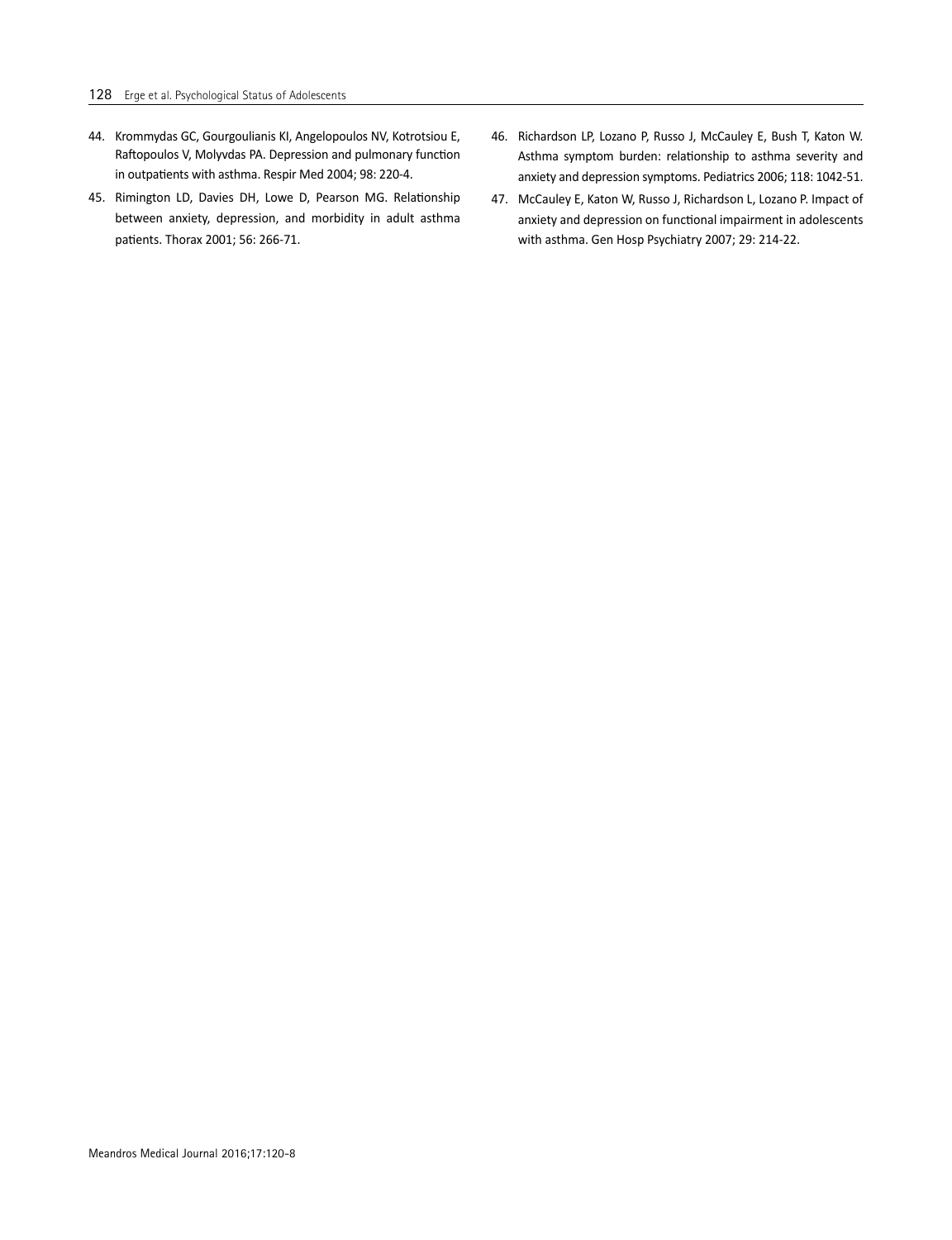44. Krommydas GC, Gourgoulianis KI, Angelopoulos NV, Kotrotsiou E, Raftopoulos V, Molyvdas PA. Depression and pulmonary function in outpatients with asthma. Respir Med 2004; 98: 220-4.
45. Rimington LD, Davies DH, Lowe D, Pearson MG. Relationship between anxiety, depression, and morbidity in adult asthma patients. Thorax 2001; 56: 266-71.
46. Richardson LP, Lozano P, Russo J, McCauley E, Bush T, Katon W. Asthma symptom burden: relationship to asthma severity and anxiety and depression symptoms. Pediatrics 2006; 118: 1042-51.
47. McCauley E, Katon W, Russo J, Richardson L, Lozano P. Impact of anxiety and depression on functional impairment in adolescents with asthma. Gen Hosp Psychiatry 2007; 29: 214-22.